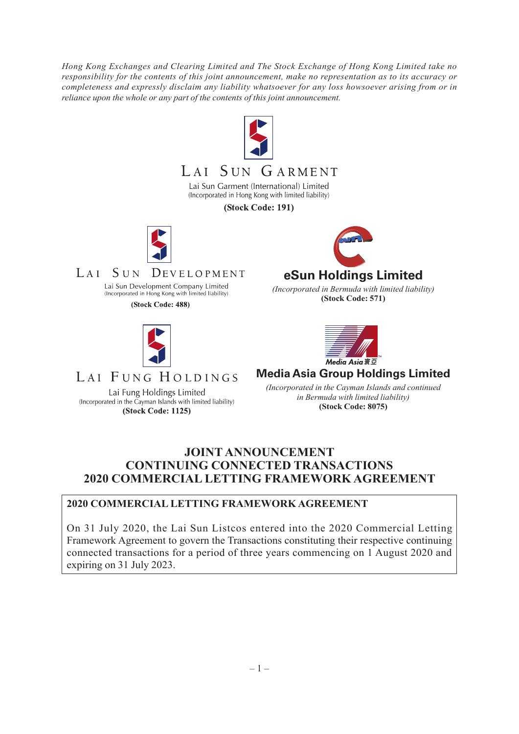*Hong Kong Exchanges and Clearing Limited and The Stock Exchange of Hong Kong Limited take no responsibility for the contents of this joint announcement, make no representation as to its accuracy or completeness and expressly disclaim any liability whatsoever for any loss howsoever arising from or in reliance upon the whole or any part of the contents of this joint announcement.*

**LAI SUN GARMENT**

Lai Sun Garment (International) Limited
(Incorporated in Hong Kong with limited liability)

**(Stock Code: 191)**

**LAI SUN DEVELOPMENT**

Lai Sun Development Company Limited
(Incorporated in Hong Kong with limited liability)

**(Stock Code: 488)**

**eSun Holdings Limited**

*(Incorporated in Bermuda with limited liability)*
**(Stock Code: 571)**

**LAI FUNG HOLDINGS**

Lai Fung Holdings Limited
(Incorporated in the Cayman Islands with limited liability)
**(Stock Code: 1125)**

**Media Asia Group Holdings Limited**

*(Incorporated in the Cayman Islands and continued in Bermuda with limited liability)*
**(Stock Code: 8075)**

# JOINT ANNOUNCEMENT
# CONTINUING CONNECTED TRANSACTIONS
# 2020 COMMERCIAL LETTING FRAMEWORK AGREEMENT

**2020 COMMERCIAL LETTING FRAMEWORK AGREEMENT**

On 31 July 2020, the Lai Sun Listcos entered into the 2020 Commercial Letting Framework Agreement to govern the Transactions constituting their respective continuing connected transactions for a period of three years commencing on 1 August 2020 and expiring on 31 July 2023.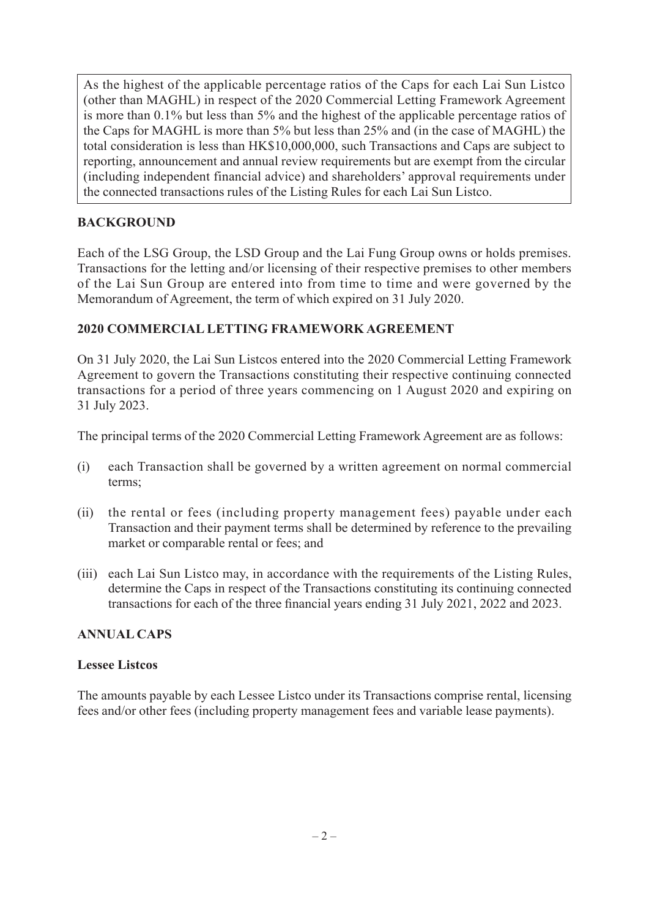As the highest of the applicable percentage ratios of the Caps for each Lai Sun Listco (other than MAGHL) in respect of the 2020 Commercial Letting Framework Agreement is more than 0.1% but less than 5% and the highest of the applicable percentage ratios of the Caps for MAGHL is more than 5% but less than 25% and (in the case of MAGHL) the total consideration is less than HK$10,000,000, such Transactions and Caps are subject to reporting, announcement and annual review requirements but are exempt from the circular (including independent financial advice) and shareholders' approval requirements under the connected transactions rules of the Listing Rules for each Lai Sun Listco.

## BACKGROUND

Each of the LSG Group, the LSD Group and the Lai Fung Group owns or holds premises. Transactions for the letting and/or licensing of their respective premises to other members of the Lai Sun Group are entered into from time to time and were governed by the Memorandum of Agreement, the term of which expired on 31 July 2020.

## 2020 COMMERCIAL LETTING FRAMEWORK AGREEMENT

On 31 July 2020, the Lai Sun Listcos entered into the 2020 Commercial Letting Framework Agreement to govern the Transactions constituting their respective continuing connected transactions for a period of three years commencing on 1 August 2020 and expiring on 31 July 2023.

The principal terms of the 2020 Commercial Letting Framework Agreement are as follows:

(i) each Transaction shall be governed by a written agreement on normal commercial terms;

(ii) the rental or fees (including property management fees) payable under each Transaction and their payment terms shall be determined by reference to the prevailing market or comparable rental or fees; and

(iii) each Lai Sun Listco may, in accordance with the requirements of the Listing Rules, determine the Caps in respect of the Transactions constituting its continuing connected transactions for each of the three financial years ending 31 July 2021, 2022 and 2023.

## ANNUAL CAPS

### Lessee Listcos

The amounts payable by each Lessee Listco under its Transactions comprise rental, licensing fees and/or other fees (including property management fees and variable lease payments).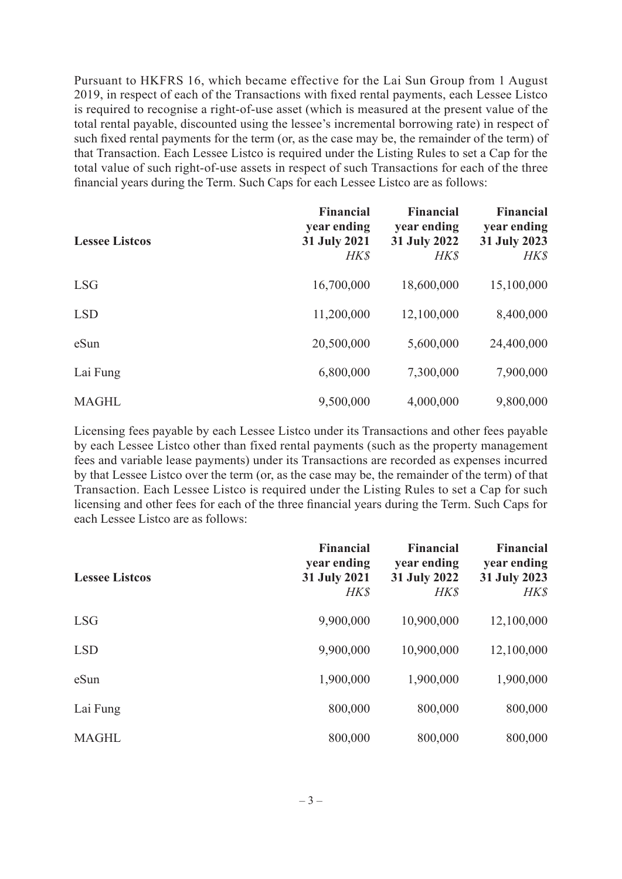Pursuant to HKFRS 16, which became effective for the Lai Sun Group from 1 August 2019, in respect of each of the Transactions with fixed rental payments, each Lessee Listco is required to recognise a right-of-use asset (which is measured at the present value of the total rental payable, discounted using the lessee's incremental borrowing rate) in respect of such fixed rental payments for the term (or, as the case may be, the remainder of the term) of that Transaction. Each Lessee Listco is required under the Listing Rules to set a Cap for the total value of such right-of-use assets in respect of such Transactions for each of the three financial years during the Term. Such Caps for each Lessee Listco are as follows:

| **Lessee Listcos** | **Financial year ending 31 July 2021** *HK$* | **Financial year ending 31 July 2022** *HK$* | **Financial year ending 31 July 2023** *HK$* |
|---|---|---|---|
| LSG | 16,700,000 | 18,600,000 | 15,100,000 |
| LSD | 11,200,000 | 12,100,000 | 8,400,000 |
| eSun | 20,500,000 | 5,600,000 | 24,400,000 |
| Lai Fung | 6,800,000 | 7,300,000 | 7,900,000 |
| MAGHL | 9,500,000 | 4,000,000 | 9,800,000 |

Licensing fees payable by each Lessee Listco under its Transactions and other fees payable by each Lessee Listco other than fixed rental payments (such as the property management fees and variable lease payments) under its Transactions are recorded as expenses incurred by that Lessee Listco over the term (or, as the case may be, the remainder of the term) of that Transaction. Each Lessee Listco is required under the Listing Rules to set a Cap for such licensing and other fees for each of the three financial years during the Term. Such Caps for each Lessee Listco are as follows:

| **Lessee Listcos** | **Financial year ending 31 July 2021** *HK$* | **Financial year ending 31 July 2022** *HK$* | **Financial year ending 31 July 2023** *HK$* |
|---|---|---|---|
| LSG | 9,900,000 | 10,900,000 | 12,100,000 |
| LSD | 9,900,000 | 10,900,000 | 12,100,000 |
| eSun | 1,900,000 | 1,900,000 | 1,900,000 |
| Lai Fung | 800,000 | 800,000 | 800,000 |
| MAGHL | 800,000 | 800,000 | 800,000 |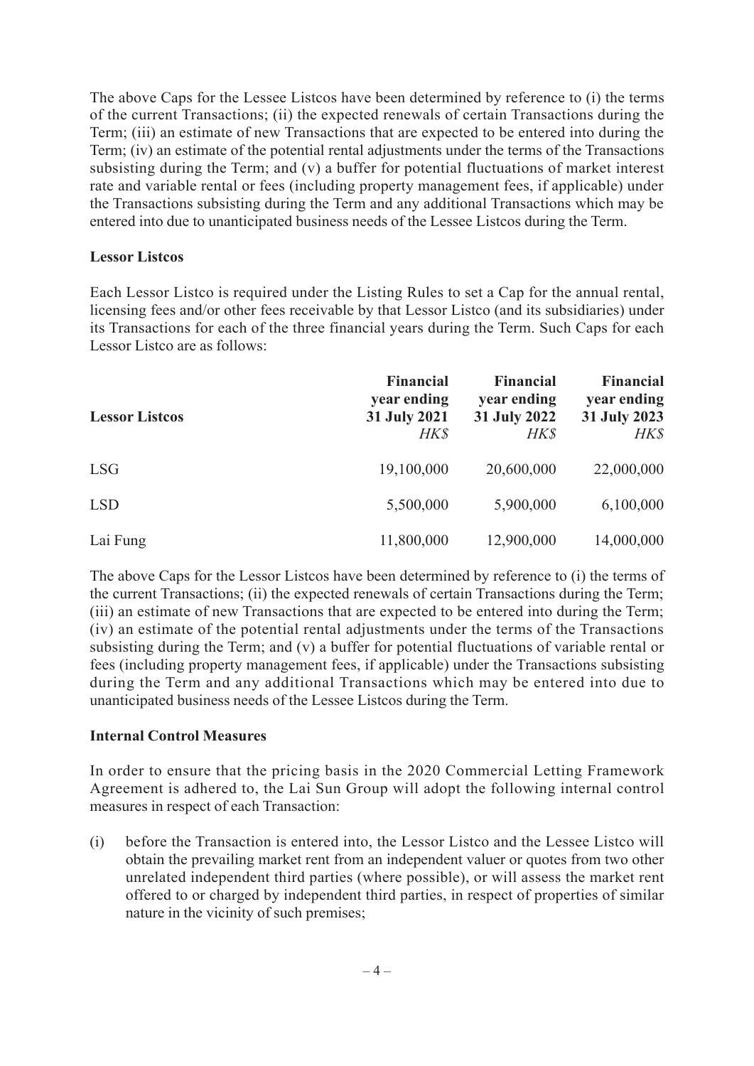The above Caps for the Lessee Listcos have been determined by reference to (i) the terms of the current Transactions; (ii) the expected renewals of certain Transactions during the Term; (iii) an estimate of new Transactions that are expected to be entered into during the Term; (iv) an estimate of the potential rental adjustments under the terms of the Transactions subsisting during the Term; and (v) a buffer for potential fluctuations of market interest rate and variable rental or fees (including property management fees, if applicable) under the Transactions subsisting during the Term and any additional Transactions which may be entered into due to unanticipated business needs of the Lessee Listcos during the Term.

**Lessor Listcos**

Each Lessor Listco is required under the Listing Rules to set a Cap for the annual rental, licensing fees and/or other fees receivable by that Lessor Listco (and its subsidiaries) under its Transactions for each of the three financial years during the Term. Such Caps for each Lessor Listco are as follows:

| **Lessor Listcos** | **Financial year ending 31 July 2021** *HK$* | **Financial year ending 31 July 2022** *HK$* | **Financial year ending 31 July 2023** *HK$* |
|---|---|---|---|
| LSG | 19,100,000 | 20,600,000 | 22,000,000 |
| LSD | 5,500,000 | 5,900,000 | 6,100,000 |
| Lai Fung | 11,800,000 | 12,900,000 | 14,000,000 |

The above Caps for the Lessor Listcos have been determined by reference to (i) the terms of the current Transactions; (ii) the expected renewals of certain Transactions during the Term; (iii) an estimate of new Transactions that are expected to be entered into during the Term; (iv) an estimate of the potential rental adjustments under the terms of the Transactions subsisting during the Term; and (v) a buffer for potential fluctuations of variable rental or fees (including property management fees, if applicable) under the Transactions subsisting during the Term and any additional Transactions which may be entered into due to unanticipated business needs of the Lessee Listcos during the Term.

**Internal Control Measures**

In order to ensure that the pricing basis in the 2020 Commercial Letting Framework Agreement is adhered to, the Lai Sun Group will adopt the following internal control measures in respect of each Transaction:

(i) before the Transaction is entered into, the Lessor Listco and the Lessee Listco will obtain the prevailing market rent from an independent valuer or quotes from two other unrelated independent third parties (where possible), or will assess the market rent offered to or charged by independent third parties, in respect of properties of similar nature in the vicinity of such premises;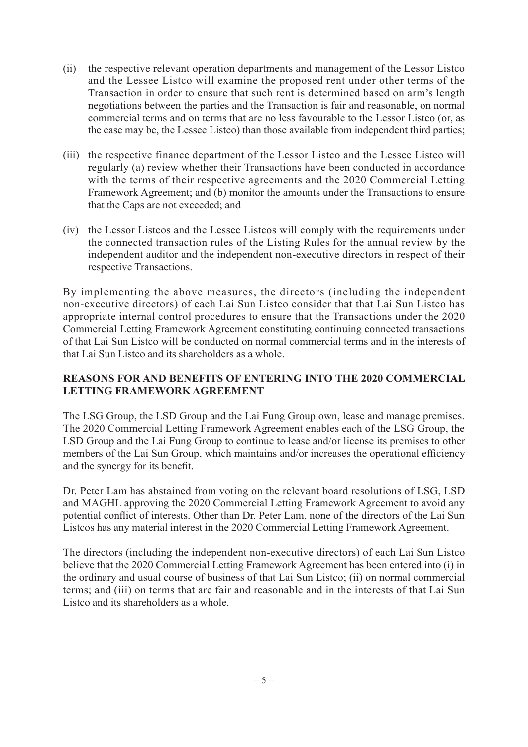(ii) the respective relevant operation departments and management of the Lessor Listco and the Lessee Listco will examine the proposed rent under other terms of the Transaction in order to ensure that such rent is determined based on arm's length negotiations between the parties and the Transaction is fair and reasonable, on normal commercial terms and on terms that are no less favourable to the Lessor Listco (or, as the case may be, the Lessee Listco) than those available from independent third parties;

(iii) the respective finance department of the Lessor Listco and the Lessee Listco will regularly (a) review whether their Transactions have been conducted in accordance with the terms of their respective agreements and the 2020 Commercial Letting Framework Agreement; and (b) monitor the amounts under the Transactions to ensure that the Caps are not exceeded; and

(iv) the Lessor Listcos and the Lessee Listcos will comply with the requirements under the connected transaction rules of the Listing Rules for the annual review by the independent auditor and the independent non-executive directors in respect of their respective Transactions.

By implementing the above measures, the directors (including the independent non-executive directors) of each Lai Sun Listco consider that that Lai Sun Listco has appropriate internal control procedures to ensure that the Transactions under the 2020 Commercial Letting Framework Agreement constituting continuing connected transactions of that Lai Sun Listco will be conducted on normal commercial terms and in the interests of that Lai Sun Listco and its shareholders as a whole.

## REASONS FOR AND BENEFITS OF ENTERING INTO THE 2020 COMMERCIAL LETTING FRAMEWORK AGREEMENT

The LSG Group, the LSD Group and the Lai Fung Group own, lease and manage premises. The 2020 Commercial Letting Framework Agreement enables each of the LSG Group, the LSD Group and the Lai Fung Group to continue to lease and/or license its premises to other members of the Lai Sun Group, which maintains and/or increases the operational efficiency and the synergy for its benefit.

Dr. Peter Lam has abstained from voting on the relevant board resolutions of LSG, LSD and MAGHL approving the 2020 Commercial Letting Framework Agreement to avoid any potential conflict of interests. Other than Dr. Peter Lam, none of the directors of the Lai Sun Listcos has any material interest in the 2020 Commercial Letting Framework Agreement.

The directors (including the independent non-executive directors) of each Lai Sun Listco believe that the 2020 Commercial Letting Framework Agreement has been entered into (i) in the ordinary and usual course of business of that Lai Sun Listco; (ii) on normal commercial terms; and (iii) on terms that are fair and reasonable and in the interests of that Lai Sun Listco and its shareholders as a whole.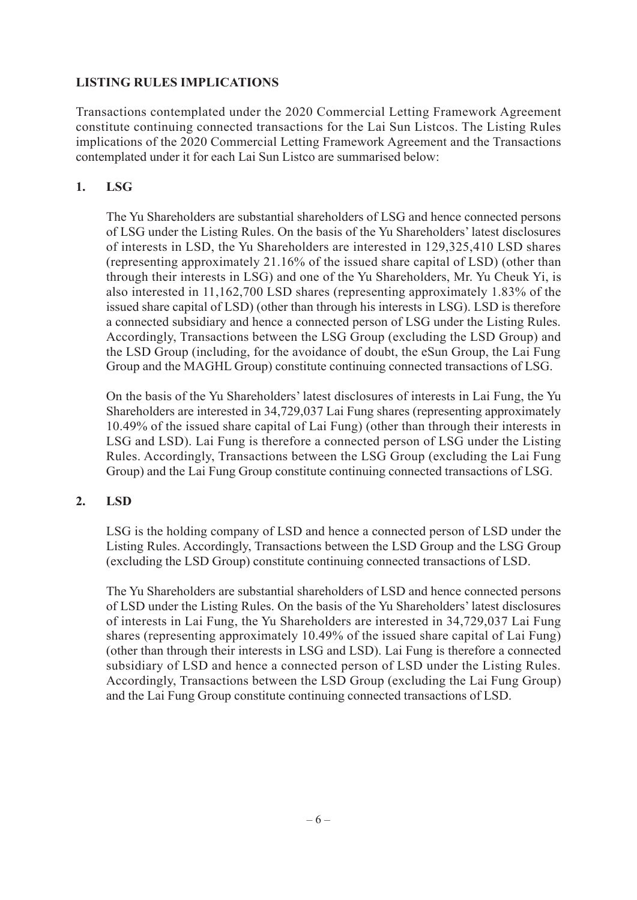## LISTING RULES IMPLICATIONS

Transactions contemplated under the 2020 Commercial Letting Framework Agreement constitute continuing connected transactions for the Lai Sun Listcos. The Listing Rules implications of the 2020 Commercial Letting Framework Agreement and the Transactions contemplated under it for each Lai Sun Listco are summarised below:

### 1. LSG

The Yu Shareholders are substantial shareholders of LSG and hence connected persons of LSG under the Listing Rules. On the basis of the Yu Shareholders' latest disclosures of interests in LSD, the Yu Shareholders are interested in 129,325,410 LSD shares (representing approximately 21.16% of the issued share capital of LSD) (other than through their interests in LSG) and one of the Yu Shareholders, Mr. Yu Cheuk Yi, is also interested in 11,162,700 LSD shares (representing approximately 1.83% of the issued share capital of LSD) (other than through his interests in LSG). LSD is therefore a connected subsidiary and hence a connected person of LSG under the Listing Rules. Accordingly, Transactions between the LSG Group (excluding the LSD Group) and the LSD Group (including, for the avoidance of doubt, the eSun Group, the Lai Fung Group and the MAGHL Group) constitute continuing connected transactions of LSG.

On the basis of the Yu Shareholders' latest disclosures of interests in Lai Fung, the Yu Shareholders are interested in 34,729,037 Lai Fung shares (representing approximately 10.49% of the issued share capital of Lai Fung) (other than through their interests in LSG and LSD). Lai Fung is therefore a connected person of LSG under the Listing Rules. Accordingly, Transactions between the LSG Group (excluding the Lai Fung Group) and the Lai Fung Group constitute continuing connected transactions of LSG.

### 2. LSD

LSG is the holding company of LSD and hence a connected person of LSD under the Listing Rules. Accordingly, Transactions between the LSD Group and the LSG Group (excluding the LSD Group) constitute continuing connected transactions of LSD.

The Yu Shareholders are substantial shareholders of LSD and hence connected persons of LSD under the Listing Rules. On the basis of the Yu Shareholders' latest disclosures of interests in Lai Fung, the Yu Shareholders are interested in 34,729,037 Lai Fung shares (representing approximately 10.49% of the issued share capital of Lai Fung) (other than through their interests in LSG and LSD). Lai Fung is therefore a connected subsidiary of LSD and hence a connected person of LSD under the Listing Rules. Accordingly, Transactions between the LSD Group (excluding the Lai Fung Group) and the Lai Fung Group constitute continuing connected transactions of LSD.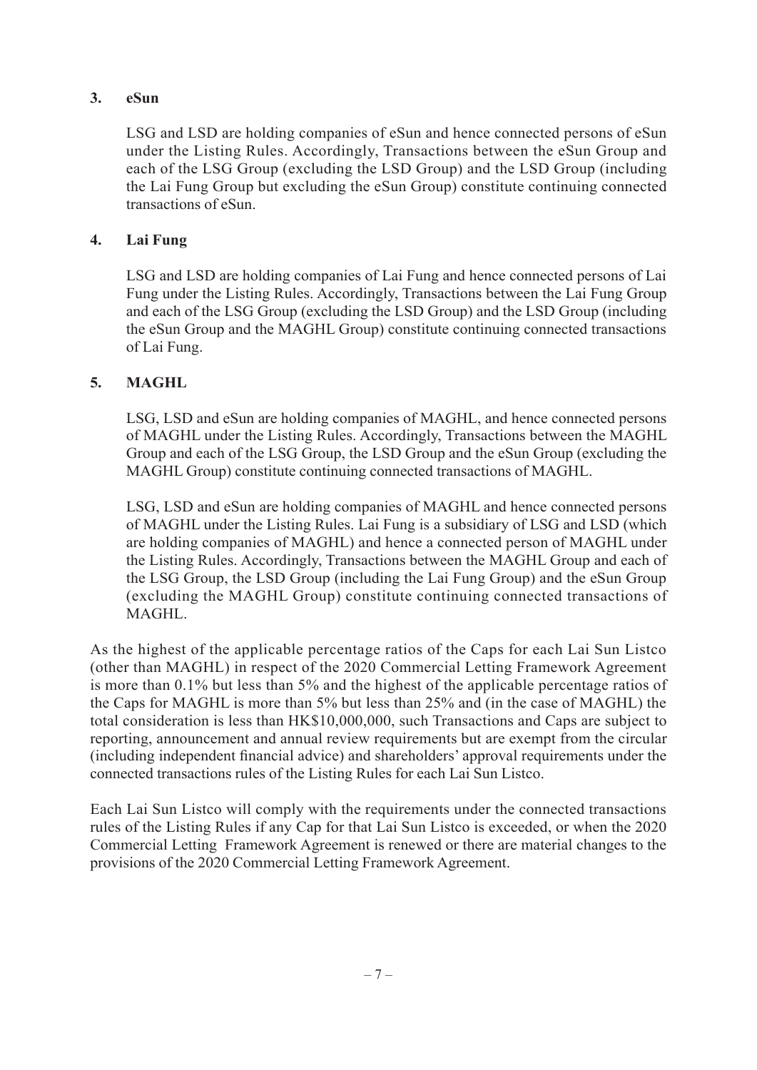### 3. eSun

LSG and LSD are holding companies of eSun and hence connected persons of eSun under the Listing Rules. Accordingly, Transactions between the eSun Group and each of the LSG Group (excluding the LSD Group) and the LSD Group (including the Lai Fung Group but excluding the eSun Group) constitute continuing connected transactions of eSun.

### 4. Lai Fung

LSG and LSD are holding companies of Lai Fung and hence connected persons of Lai Fung under the Listing Rules. Accordingly, Transactions between the Lai Fung Group and each of the LSG Group (excluding the LSD Group) and the LSD Group (including the eSun Group and the MAGHL Group) constitute continuing connected transactions of Lai Fung.

### 5. MAGHL

LSG, LSD and eSun are holding companies of MAGHL, and hence connected persons of MAGHL under the Listing Rules. Accordingly, Transactions between the MAGHL Group and each of the LSG Group, the LSD Group and the eSun Group (excluding the MAGHL Group) constitute continuing connected transactions of MAGHL.

LSG, LSD and eSun are holding companies of MAGHL and hence connected persons of MAGHL under the Listing Rules. Lai Fung is a subsidiary of LSG and LSD (which are holding companies of MAGHL) and hence a connected person of MAGHL under the Listing Rules. Accordingly, Transactions between the MAGHL Group and each of the LSG Group, the LSD Group (including the Lai Fung Group) and the eSun Group (excluding the MAGHL Group) constitute continuing connected transactions of MAGHL.

As the highest of the applicable percentage ratios of the Caps for each Lai Sun Listco (other than MAGHL) in respect of the 2020 Commercial Letting Framework Agreement is more than 0.1% but less than 5% and the highest of the applicable percentage ratios of the Caps for MAGHL is more than 5% but less than 25% and (in the case of MAGHL) the total consideration is less than HK$10,000,000, such Transactions and Caps are subject to reporting, announcement and annual review requirements but are exempt from the circular (including independent financial advice) and shareholders' approval requirements under the connected transactions rules of the Listing Rules for each Lai Sun Listco.

Each Lai Sun Listco will comply with the requirements under the connected transactions rules of the Listing Rules if any Cap for that Lai Sun Listco is exceeded, or when the 2020 Commercial Letting Framework Agreement is renewed or there are material changes to the provisions of the 2020 Commercial Letting Framework Agreement.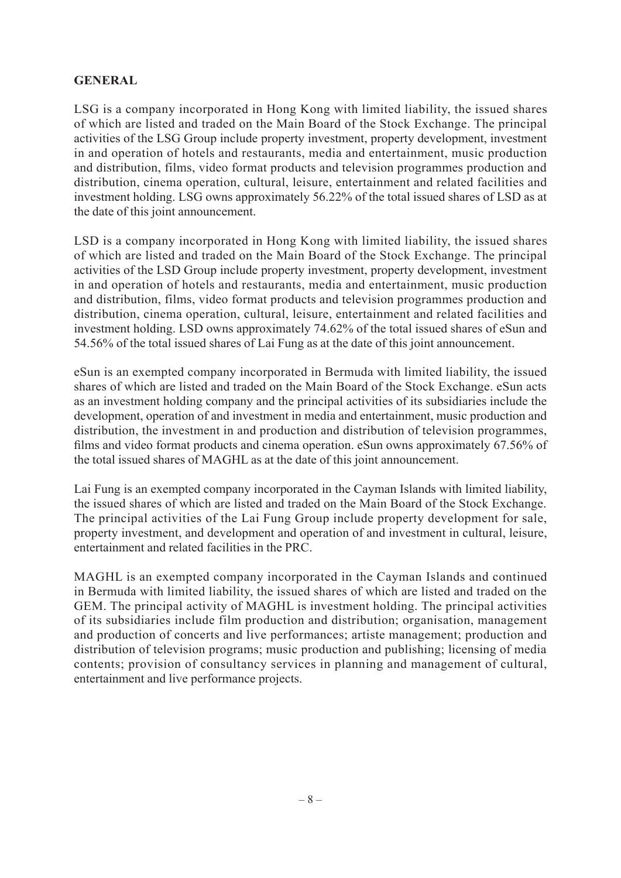**GENERAL**

LSG is a company incorporated in Hong Kong with limited liability, the issued shares of which are listed and traded on the Main Board of the Stock Exchange. The principal activities of the LSG Group include property investment, property development, investment in and operation of hotels and restaurants, media and entertainment, music production and distribution, films, video format products and television programmes production and distribution, cinema operation, cultural, leisure, entertainment and related facilities and investment holding. LSG owns approximately 56.22% of the total issued shares of LSD as at the date of this joint announcement.

LSD is a company incorporated in Hong Kong with limited liability, the issued shares of which are listed and traded on the Main Board of the Stock Exchange. The principal activities of the LSD Group include property investment, property development, investment in and operation of hotels and restaurants, media and entertainment, music production and distribution, films, video format products and television programmes production and distribution, cinema operation, cultural, leisure, entertainment and related facilities and investment holding. LSD owns approximately 74.62% of the total issued shares of eSun and 54.56% of the total issued shares of Lai Fung as at the date of this joint announcement.

eSun is an exempted company incorporated in Bermuda with limited liability, the issued shares of which are listed and traded on the Main Board of the Stock Exchange. eSun acts as an investment holding company and the principal activities of its subsidiaries include the development, operation of and investment in media and entertainment, music production and distribution, the investment in and production and distribution of television programmes, films and video format products and cinema operation. eSun owns approximately 67.56% of the total issued shares of MAGHL as at the date of this joint announcement.

Lai Fung is an exempted company incorporated in the Cayman Islands with limited liability, the issued shares of which are listed and traded on the Main Board of the Stock Exchange. The principal activities of the Lai Fung Group include property development for sale, property investment, and development and operation of and investment in cultural, leisure, entertainment and related facilities in the PRC.

MAGHL is an exempted company incorporated in the Cayman Islands and continued in Bermuda with limited liability, the issued shares of which are listed and traded on the GEM. The principal activity of MAGHL is investment holding. The principal activities of its subsidiaries include film production and distribution; organisation, management and production of concerts and live performances; artiste management; production and distribution of television programs; music production and publishing; licensing of media contents; provision of consultancy services in planning and management of cultural, entertainment and live performance projects.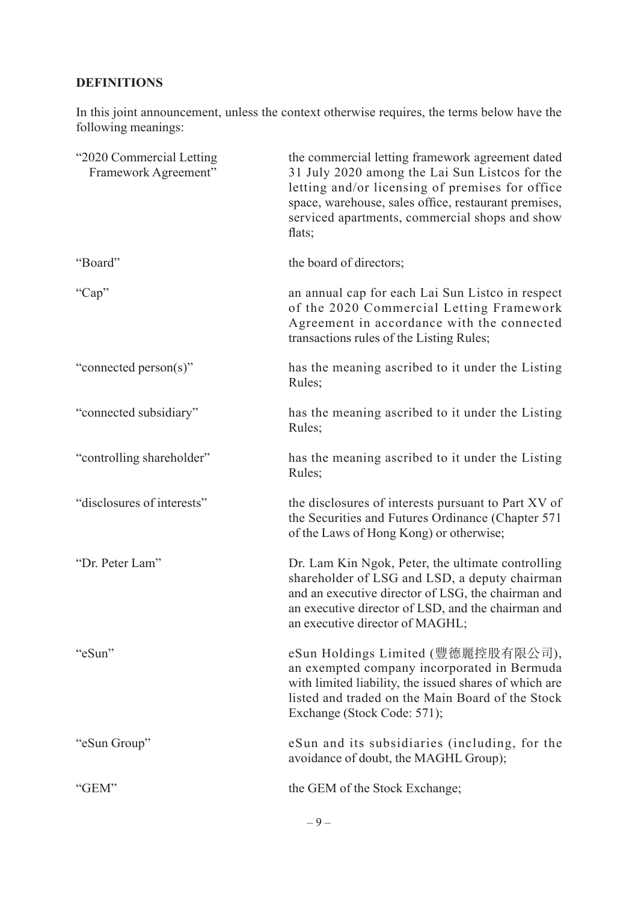**DEFINITIONS**

In this joint announcement, unless the context otherwise requires, the terms below have the following meanings:

| | |
|---|---|
| "2020 Commercial Letting Framework Agreement" | the commercial letting framework agreement dated 31 July 2020 among the Lai Sun Listcos for the letting and/or licensing of premises for office space, warehouse, sales office, restaurant premises, serviced apartments, commercial shops and show flats; |
| "Board" | the board of directors; |
| "Cap" | an annual cap for each Lai Sun Listco in respect of the 2020 Commercial Letting Framework Agreement in accordance with the connected transactions rules of the Listing Rules; |
| "connected person(s)" | has the meaning ascribed to it under the Listing Rules; |
| "connected subsidiary" | has the meaning ascribed to it under the Listing Rules; |
| "controlling shareholder" | has the meaning ascribed to it under the Listing Rules; |
| "disclosures of interests" | the disclosures of interests pursuant to Part XV of the Securities and Futures Ordinance (Chapter 571 of the Laws of Hong Kong) or otherwise; |
| "Dr. Peter Lam" | Dr. Lam Kin Ngok, Peter, the ultimate controlling shareholder of LSG and LSD, a deputy chairman and an executive director of LSG, the chairman and an executive director of LSD, and the chairman and an executive director of MAGHL; |
| "eSun" | eSun Holdings Limited (豐德麗控股有限公司), an exempted company incorporated in Bermuda with limited liability, the issued shares of which are listed and traded on the Main Board of the Stock Exchange (Stock Code: 571); |
| "eSun Group" | eSun and its subsidiaries (including, for the avoidance of doubt, the MAGHL Group); |
| "GEM" | the GEM of the Stock Exchange; |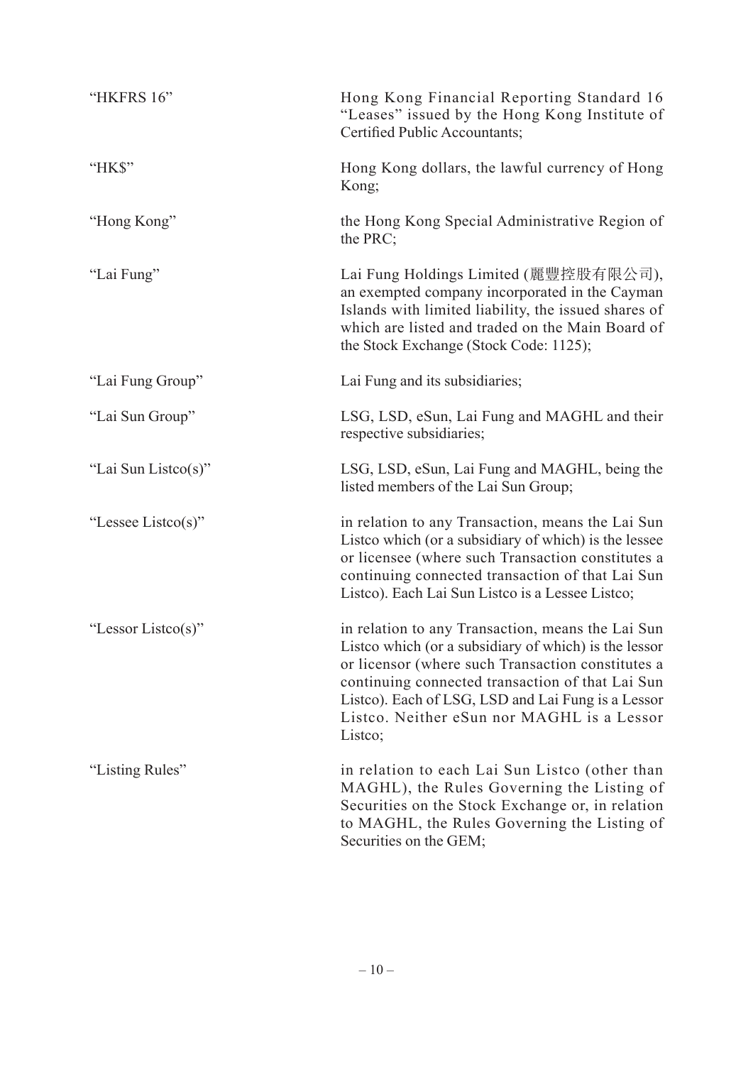| | |
|---|---|
| "HKFRS 16" | Hong Kong Financial Reporting Standard 16 "Leases" issued by the Hong Kong Institute of Certified Public Accountants; |
| "HK$" | Hong Kong dollars, the lawful currency of Hong Kong; |
| "Hong Kong" | the Hong Kong Special Administrative Region of the PRC; |
| "Lai Fung" | Lai Fung Holdings Limited (麗豐控股有限公司), an exempted company incorporated in the Cayman Islands with limited liability, the issued shares of which are listed and traded on the Main Board of the Stock Exchange (Stock Code: 1125); |
| "Lai Fung Group" | Lai Fung and its subsidiaries; |
| "Lai Sun Group" | LSG, LSD, eSun, Lai Fung and MAGHL and their respective subsidiaries; |
| "Lai Sun Listco(s)" | LSG, LSD, eSun, Lai Fung and MAGHL, being the listed members of the Lai Sun Group; |
| "Lessee Listco(s)" | in relation to any Transaction, means the Lai Sun Listco which (or a subsidiary of which) is the lessee or licensee (where such Transaction constitutes a continuing connected transaction of that Lai Sun Listco). Each Lai Sun Listco is a Lessee Listco; |
| "Lessor Listco(s)" | in relation to any Transaction, means the Lai Sun Listco which (or a subsidiary of which) is the lessor or licensor (where such Transaction constitutes a continuing connected transaction of that Lai Sun Listco). Each of LSG, LSD and Lai Fung is a Lessor Listco. Neither eSun nor MAGHL is a Lessor Listco; |
| "Listing Rules" | in relation to each Lai Sun Listco (other than MAGHL), the Rules Governing the Listing of Securities on the Stock Exchange or, in relation to MAGHL, the Rules Governing the Listing of Securities on the GEM; |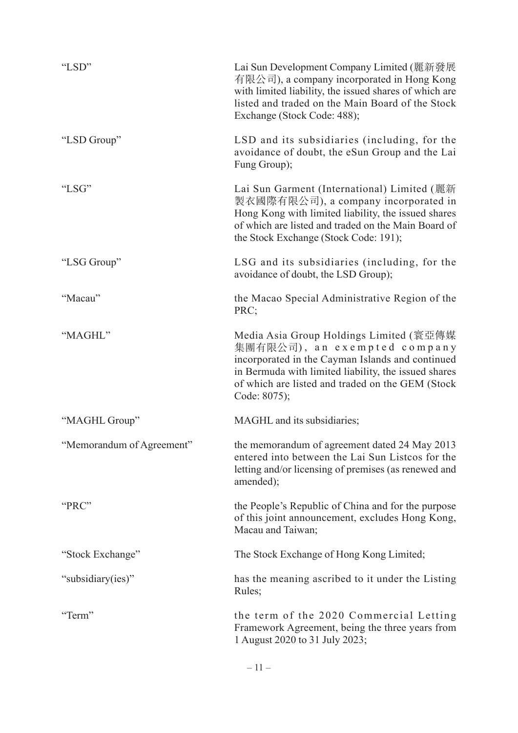| | |
|---|---|
| "LSD" | Lai Sun Development Company Limited (麗新發展有限公司), a company incorporated in Hong Kong with limited liability, the issued shares of which are listed and traded on the Main Board of the Stock Exchange (Stock Code: 488); |
| "LSD Group" | LSD and its subsidiaries (including, for the avoidance of doubt, the eSun Group and the Lai Fung Group); |
| "LSG" | Lai Sun Garment (International) Limited (麗新製衣國際有限公司), a company incorporated in Hong Kong with limited liability, the issued shares of which are listed and traded on the Main Board of the Stock Exchange (Stock Code: 191); |
| "LSG Group" | LSG and its subsidiaries (including, for the avoidance of doubt, the LSD Group); |
| "Macau" | the Macao Special Administrative Region of the PRC; |
| "MAGHL" | Media Asia Group Holdings Limited (寰亞傳媒集團有限公司), an exempted company incorporated in the Cayman Islands and continued in Bermuda with limited liability, the issued shares of which are listed and traded on the GEM (Stock Code: 8075); |
| "MAGHL Group" | MAGHL and its subsidiaries; |
| "Memorandum of Agreement" | the memorandum of agreement dated 24 May 2013 entered into between the Lai Sun Listcos for the letting and/or licensing of premises (as renewed and amended); |
| "PRC" | the People's Republic of China and for the purpose of this joint announcement, excludes Hong Kong, Macau and Taiwan; |
| "Stock Exchange" | The Stock Exchange of Hong Kong Limited; |
| "subsidiary(ies)" | has the meaning ascribed to it under the Listing Rules; |
| "Term" | the term of the 2020 Commercial Letting Framework Agreement, being the three years from 1 August 2020 to 31 July 2023; |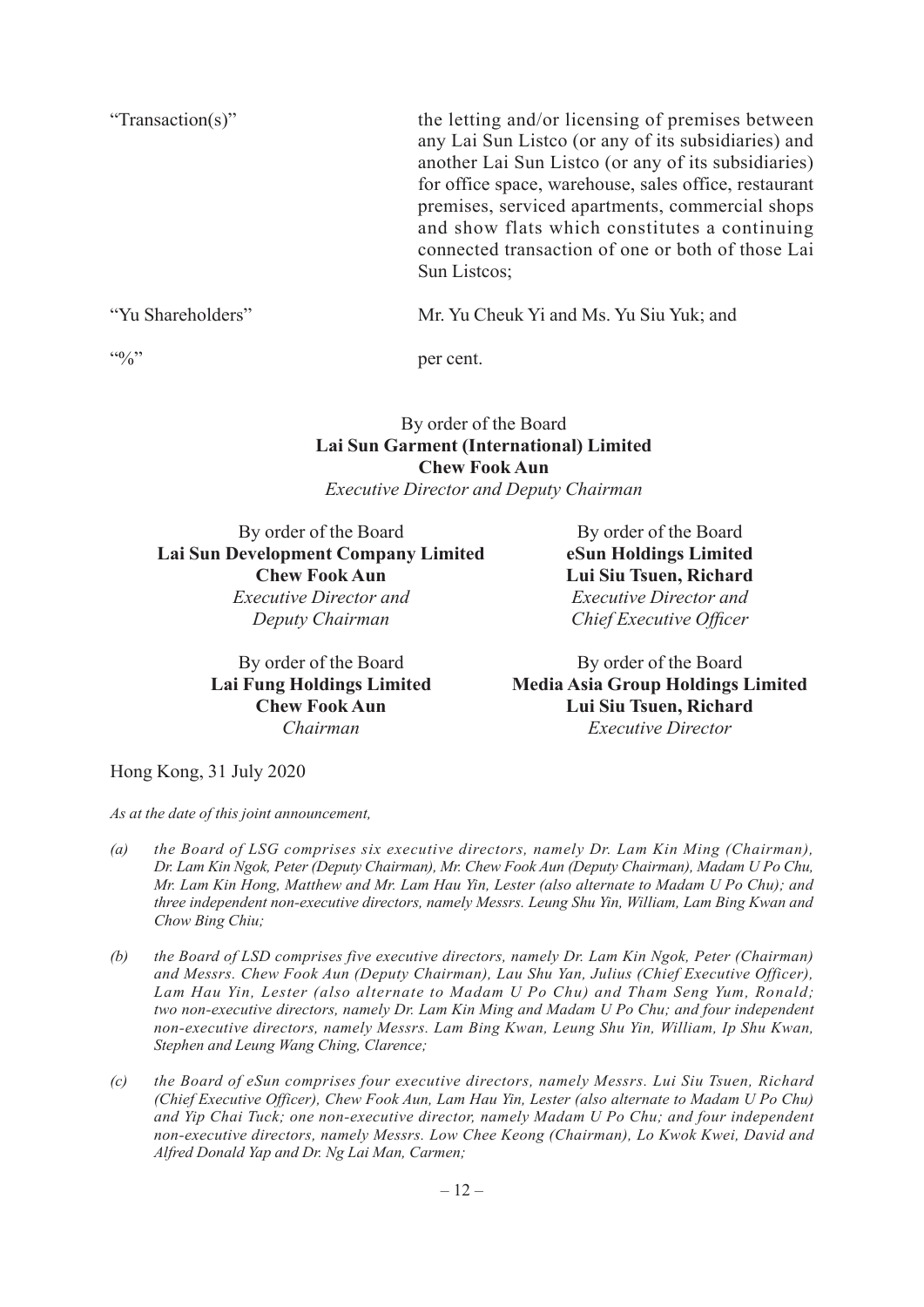| | |
|---|---|
| "Transaction(s)" | the letting and/or licensing of premises between any Lai Sun Listco (or any of its subsidiaries) and another Lai Sun Listco (or any of its subsidiaries) for office space, warehouse, sales office, restaurant premises, serviced apartments, commercial shops and show flats which constitutes a continuing connected transaction of one or both of those Lai Sun Listcos; |
| "Yu Shareholders" | Mr. Yu Cheuk Yi and Ms. Yu Siu Yuk; and |
| "%" | per cent. |

By order of the Board
**Lai Sun Garment (International) Limited**
**Chew Fook Aun**
*Executive Director and Deputy Chairman*

By order of the Board
**Lai Sun Development Company Limited**
**Chew Fook Aun**
*Executive Director and Deputy Chairman*

By order of the Board
**eSun Holdings Limited**
**Lui Siu Tsuen, Richard**
*Executive Director and Chief Executive Officer*

By order of the Board
**Lai Fung Holdings Limited**
**Chew Fook Aun**
*Chairman*

By order of the Board
**Media Asia Group Holdings Limited**
**Lui Siu Tsuen, Richard**
*Executive Director*

Hong Kong, 31 July 2020

*As at the date of this joint announcement,*

*(a) the Board of LSG comprises six executive directors, namely Dr. Lam Kin Ming (Chairman), Dr. Lam Kin Ngok, Peter (Deputy Chairman), Mr. Chew Fook Aun (Deputy Chairman), Madam U Po Chu, Mr. Lam Kin Hong, Matthew and Mr. Lam Hau Yin, Lester (also alternate to Madam U Po Chu); and three independent non-executive directors, namely Messrs. Leung Shu Yin, William, Lam Bing Kwan and Chow Bing Chiu;*

*(b) the Board of LSD comprises five executive directors, namely Dr. Lam Kin Ngok, Peter (Chairman) and Messrs. Chew Fook Aun (Deputy Chairman), Lau Shu Yan, Julius (Chief Executive Officer), Lam Hau Yin, Lester (also alternate to Madam U Po Chu) and Tham Seng Yum, Ronald; two non-executive directors, namely Dr. Lam Kin Ming and Madam U Po Chu; and four independent non-executive directors, namely Messrs. Lam Bing Kwan, Leung Shu Yin, William, Ip Shu Kwan, Stephen and Leung Wang Ching, Clarence;*

*(c) the Board of eSun comprises four executive directors, namely Messrs. Lui Siu Tsuen, Richard (Chief Executive Officer), Chew Fook Aun, Lam Hau Yin, Lester (also alternate to Madam U Po Chu) and Yip Chai Tuck; one non-executive director, namely Madam U Po Chu; and four independent non-executive directors, namely Messrs. Low Chee Keong (Chairman), Lo Kwok Kwei, David and Alfred Donald Yap and Dr. Ng Lai Man, Carmen;*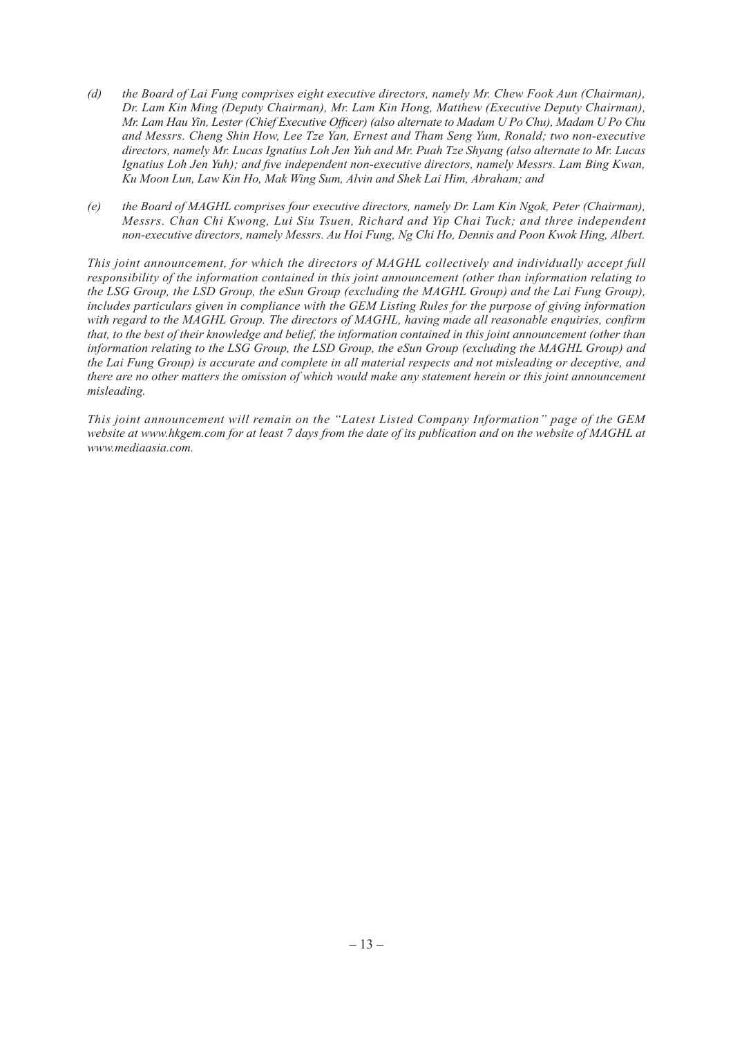*(d) the Board of Lai Fung comprises eight executive directors, namely Mr. Chew Fook Aun (Chairman), Dr. Lam Kin Ming (Deputy Chairman), Mr. Lam Kin Hong, Matthew (Executive Deputy Chairman), Mr. Lam Hau Yin, Lester (Chief Executive Officer) (also alternate to Madam U Po Chu), Madam U Po Chu and Messrs. Cheng Shin How, Lee Tze Yan, Ernest and Tham Seng Yum, Ronald; two non-executive directors, namely Mr. Lucas Ignatius Loh Jen Yuh and Mr. Puah Tze Shyang (also alternate to Mr. Lucas Ignatius Loh Jen Yuh); and five independent non-executive directors, namely Messrs. Lam Bing Kwan, Ku Moon Lun, Law Kin Ho, Mak Wing Sum, Alvin and Shek Lai Him, Abraham; and*

*(e) the Board of MAGHL comprises four executive directors, namely Dr. Lam Kin Ngok, Peter (Chairman), Messrs. Chan Chi Kwong, Lui Siu Tsuen, Richard and Yip Chai Tuck; and three independent non-executive directors, namely Messrs. Au Hoi Fung, Ng Chi Ho, Dennis and Poon Kwok Hing, Albert.*

*This joint announcement, for which the directors of MAGHL collectively and individually accept full responsibility of the information contained in this joint announcement (other than information relating to the LSG Group, the LSD Group, the eSun Group (excluding the MAGHL Group) and the Lai Fung Group), includes particulars given in compliance with the GEM Listing Rules for the purpose of giving information with regard to the MAGHL Group. The directors of MAGHL, having made all reasonable enquiries, confirm that, to the best of their knowledge and belief, the information contained in this joint announcement (other than information relating to the LSG Group, the LSD Group, the eSun Group (excluding the MAGHL Group) and the Lai Fung Group) is accurate and complete in all material respects and not misleading or deceptive, and there are no other matters the omission of which would make any statement herein or this joint announcement misleading.*

*This joint announcement will remain on the "Latest Listed Company Information" page of the GEM website at www.hkgem.com for at least 7 days from the date of its publication and on the website of MAGHL at www.mediaasia.com.*